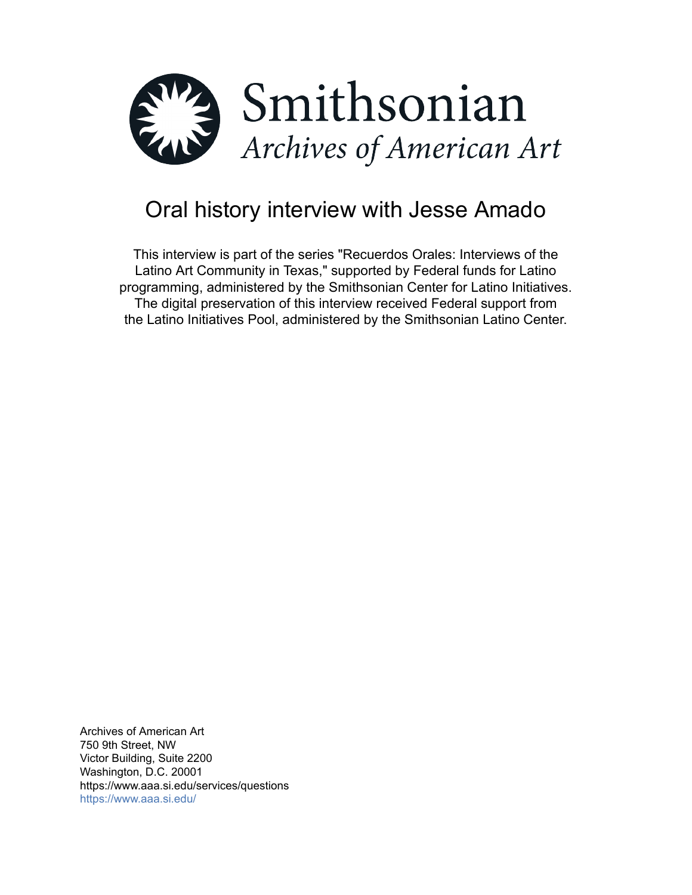Smithsonian

*Archives of American Art*

# Oral history interview with Jesse Amado

This interview is part of the series "Recuerdos Orales: Interviews of the Latino Art Community in Texas," supported by Federal funds for Latino programming, administered by the Smithsonian Center for Latino Initiatives. The digital preservation of this interview received Federal support from the Latino Initiatives Pool, administered by the Smithsonian Latino Center.

Archives of American Art
750 9th Street, NW
Victor Building, Suite 2200
Washington, D.C. 20001
https://www.aaa.si.edu/services/questions
https://www.aaa.si.edu/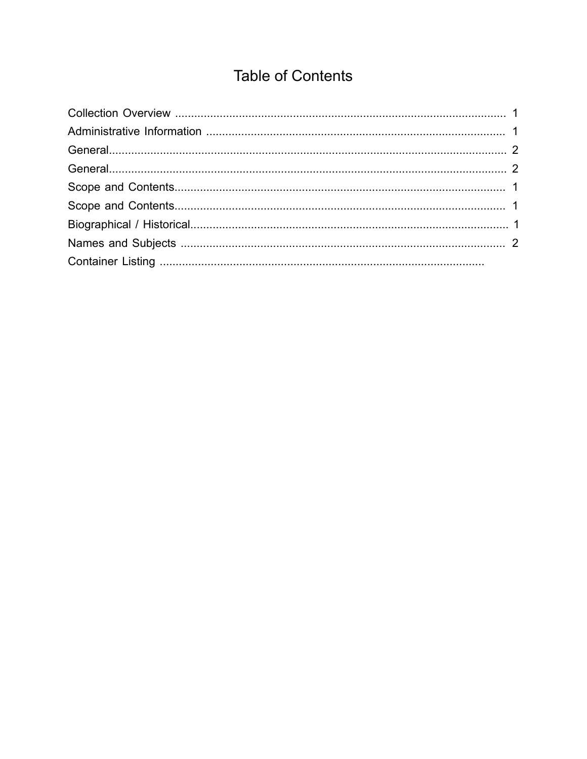# Table of Contents

Collection Overview ........................................................................................................ 1
Administrative Information ............................................................................................. 1
General............................................................................................................................ 2
General............................................................................................................................ 2
Scope and Contents...................................................................................................... 1
Scope and Contents...................................................................................................... 1
Biographical / Historical.................................................................................................. 1
Names and Subjects ..................................................................................................... 2
Container Listing ......................................................................................................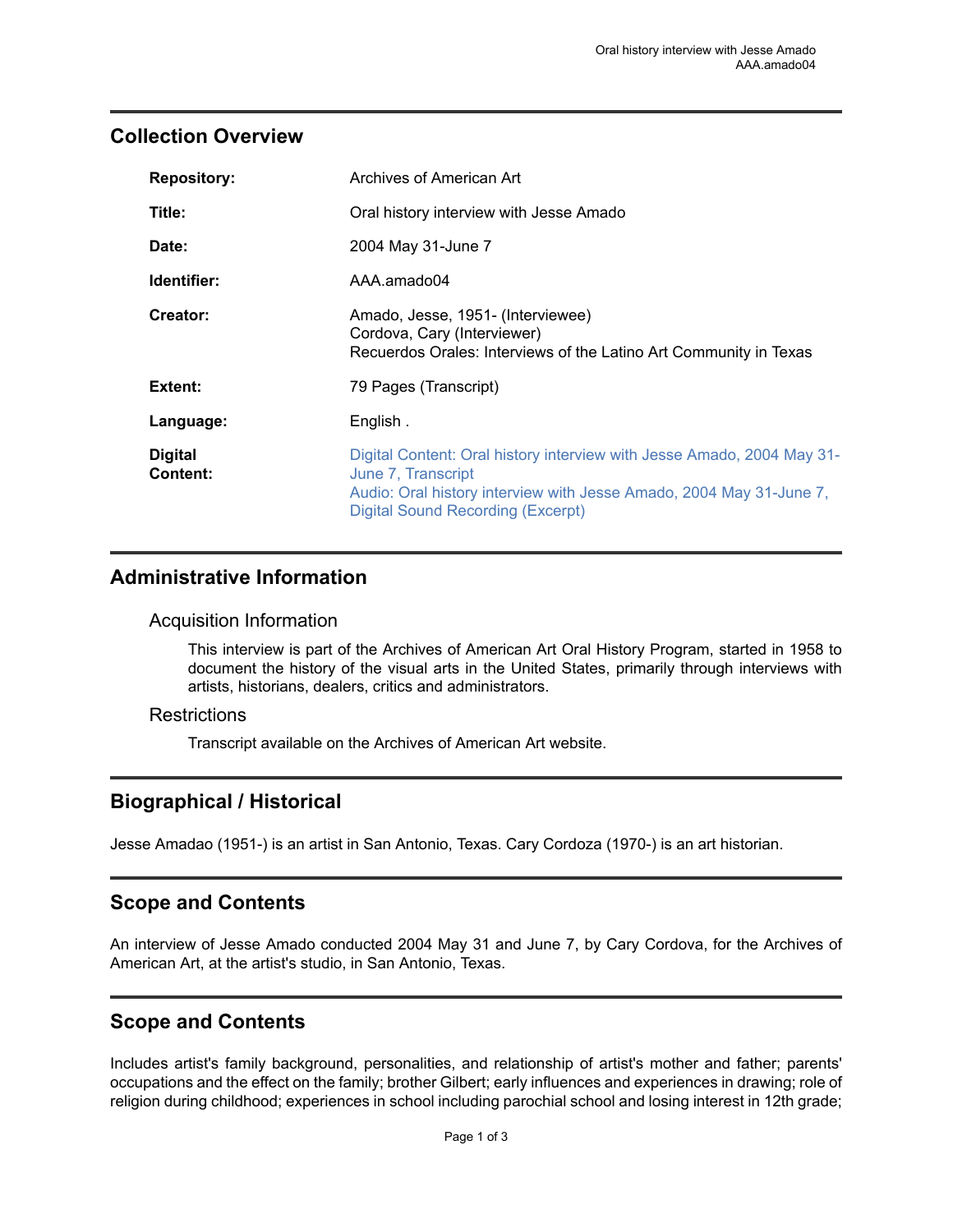## Collection Overview

| | |
|---|---|
| **Repository:** | Archives of American Art |
| **Title:** | Oral history interview with Jesse Amado |
| **Date:** | 2004 May 31-June 7 |
| **Identifier:** | AAA.amado04 |
| **Creator:** | Amado, Jesse, 1951- (Interviewee)<br>Cordova, Cary (Interviewer)<br>Recuerdos Orales: Interviews of the Latino Art Community in Texas |
| **Extent:** | 79 Pages (Transcript) |
| **Language:** | English . |
| **Digital Content:** | Digital Content: Oral history interview with Jesse Amado, 2004 May 31-June 7, Transcript<br>Audio: Oral history interview with Jesse Amado, 2004 May 31-June 7, Digital Sound Recording (Excerpt) |

## Administrative Information

### Acquisition Information

This interview is part of the Archives of American Art Oral History Program, started in 1958 to document the history of the visual arts in the United States, primarily through interviews with artists, historians, dealers, critics and administrators.

### Restrictions

Transcript available on the Archives of American Art website.

## Biographical / Historical

Jesse Amadao (1951-) is an artist in San Antonio, Texas. Cary Cordoza (1970-) is an art historian.

## Scope and Contents

An interview of Jesse Amado conducted 2004 May 31 and June 7, by Cary Cordova, for the Archives of American Art, at the artist's studio, in San Antonio, Texas.

## Scope and Contents

Includes artist's family background, personalities, and relationship of artist's mother and father; parents' occupations and the effect on the family; brother Gilbert; early influences and experiences in drawing; role of religion during childhood; experiences in school including parochial school and losing interest in 12th grade;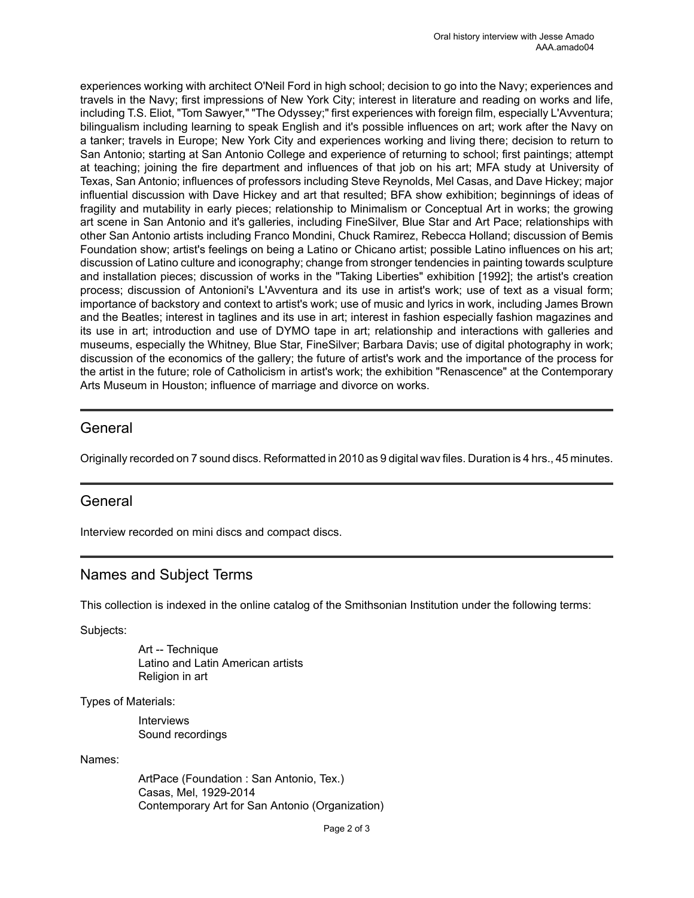experiences working with architect O'Neil Ford in high school; decision to go into the Navy; experiences and travels in the Navy; first impressions of New York City; interest in literature and reading on works and life, including T.S. Eliot, "Tom Sawyer," "The Odyssey;" first experiences with foreign film, especially L'Avventura; bilingualism including learning to speak English and it's possible influences on art; work after the Navy on a tanker; travels in Europe; New York City and experiences working and living there; decision to return to San Antonio; starting at San Antonio College and experience of returning to school; first paintings; attempt at teaching; joining the fire department and influences of that job on his art; MFA study at University of Texas, San Antonio; influences of professors including Steve Reynolds, Mel Casas, and Dave Hickey; major influential discussion with Dave Hickey and art that resulted; BFA show exhibition; beginnings of ideas of fragility and mutability in early pieces; relationship to Minimalism or Conceptual Art in works; the growing art scene in San Antonio and it's galleries, including FineSilver, Blue Star and Art Pace; relationships with other San Antonio artists including Franco Mondini, Chuck Ramirez, Rebecca Holland; discussion of Bemis Foundation show; artist's feelings on being a Latino or Chicano artist; possible Latino influences on his art; discussion of Latino culture and iconography; change from stronger tendencies in painting towards sculpture and installation pieces; discussion of works in the "Taking Liberties" exhibition [1992]; the artist's creation process; discussion of Antonioni's L'Avventura and its use in artist's work; use of text as a visual form; importance of backstory and context to artist's work; use of music and lyrics in work, including James Brown and the Beatles; interest in taglines and its use in art; interest in fashion especially fashion magazines and its use in art; introduction and use of DYMO tape in art; relationship and interactions with galleries and museums, especially the Whitney, Blue Star, FineSilver; Barbara Davis; use of digital photography in work; discussion of the economics of the gallery; the future of artist's work and the importance of the process for the artist in the future; role of Catholicism in artist's work; the exhibition "Renascence" at the Contemporary Arts Museum in Houston; influence of marriage and divorce on works.

## General

Originally recorded on 7 sound discs. Reformatted in 2010 as 9 digital wav files. Duration is 4 hrs., 45 minutes.

## General

Interview recorded on mini discs and compact discs.

## Names and Subject Terms

This collection is indexed in the online catalog of the Smithsonian Institution under the following terms:

Subjects:

- Art -- Technique
- Latino and Latin American artists
- Religion in art

Types of Materials:

- Interviews
- Sound recordings

Names:

- ArtPace (Foundation : San Antonio, Tex.)
- Casas, Mel, 1929-2014
- Contemporary Art for San Antonio (Organization)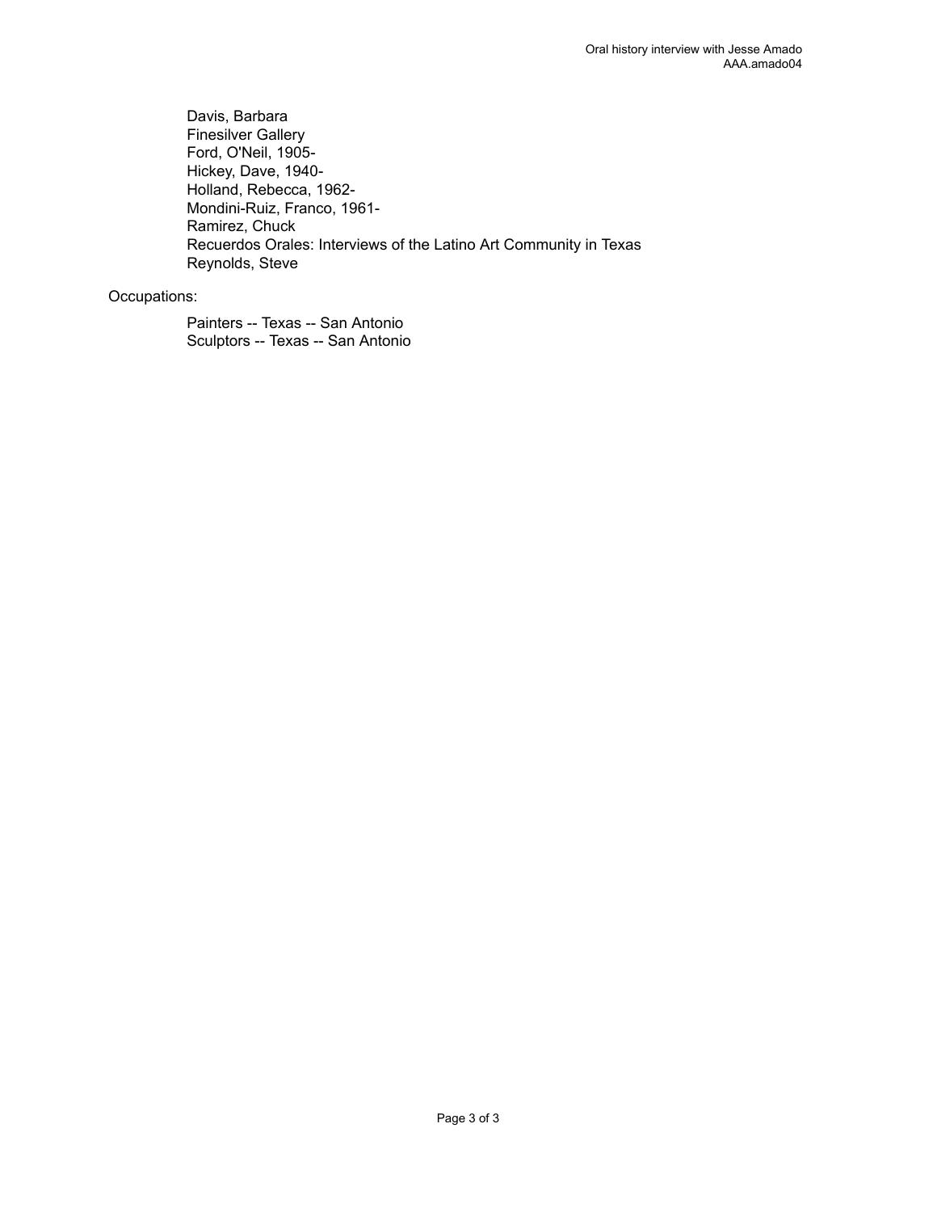Davis, Barbara
Finesilver Gallery
Ford, O'Neil, 1905-
Hickey, Dave, 1940-
Holland, Rebecca, 1962-
Mondini-Ruiz, Franco, 1961-
Ramirez, Chuck
Recuerdos Orales: Interviews of the Latino Art Community in Texas
Reynolds, Steve

Occupations:

Painters -- Texas -- San Antonio
Sculptors -- Texas -- San Antonio